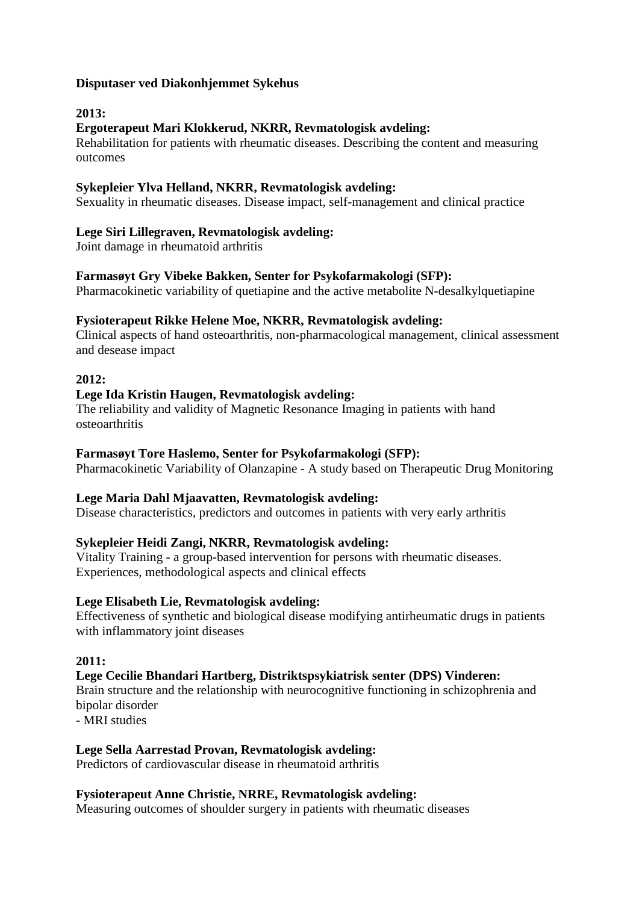**Disputaser ved Diakonhjemmet Sykehus**

**2013:**

**Ergoterapeut Mari Klokkerud, NKRR, Revmatologisk avdeling:**
Rehabilitation for patients with rheumatic diseases. Describing the content and measuring outcomes

**Sykepleier Ylva Helland, NKRR, Revmatologisk avdeling:**
Sexuality in rheumatic diseases. Disease impact, self-management and clinical practice

**Lege Siri Lillegraven, Revmatologisk avdeling:**
Joint damage in rheumatoid arthritis

**Farmasøyt Gry Vibeke Bakken, Senter for Psykofarmakologi (SFP):**
Pharmacokinetic variability of quetiapine and the active metabolite N-desalkylquetiapine

**Fysioterapeut Rikke Helene Moe, NKRR, Revmatologisk avdeling:**
Clinical aspects of hand osteoarthritis, non-pharmacological management, clinical assessment and desease impact

**2012:**

**Lege Ida Kristin Haugen, Revmatologisk avdeling:**
The reliability and validity of Magnetic Resonance Imaging in patients with hand osteoarthritis

**Farmasøyt Tore Haslemo, Senter for Psykofarmakologi (SFP):**
Pharmacokinetic Variability of Olanzapine - A study based on Therapeutic Drug Monitoring

**Lege Maria Dahl Mjaavatten, Revmatologisk avdeling:**
Disease characteristics, predictors and outcomes in patients with very early arthritis

**Sykepleier Heidi Zangi, NKRR, Revmatologisk avdeling:**
Vitality Training - a group-based intervention for persons with rheumatic diseases. Experiences, methodological aspects and clinical effects

**Lege Elisabeth Lie, Revmatologisk avdeling:**
Effectiveness of synthetic and biological disease modifying antirheumatic drugs in patients with inflammatory joint diseases

**2011:**

**Lege Cecilie Bhandari Hartberg, Distriktspsykiatrisk senter (DPS) Vinderen:**
Brain structure and the relationship with neurocognitive functioning in schizophrenia and bipolar disorder
- MRI studies

**Lege Sella Aarrestad Provan, Revmatologisk avdeling:**
Predictors of cardiovascular disease in rheumatoid arthritis

**Fysioterapeut Anne Christie, NRRE, Revmatologisk avdeling:**
Measuring outcomes of shoulder surgery in patients with rheumatic diseases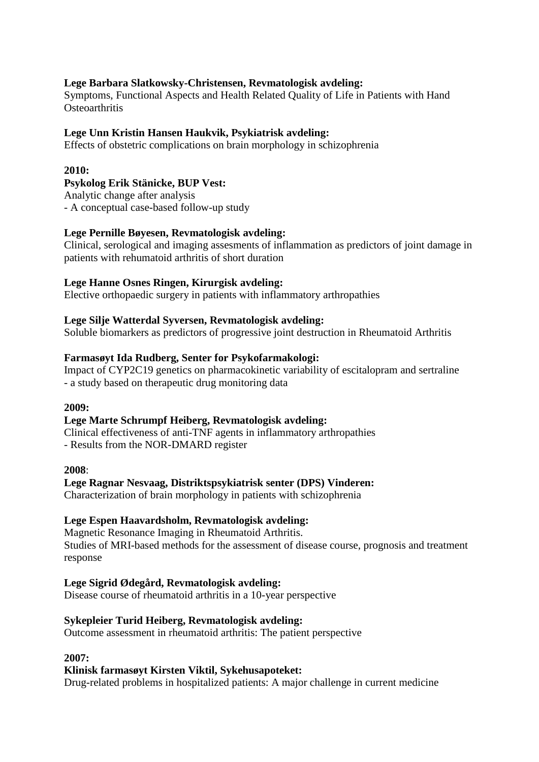**Lege Barbara Slatkowsky-Christensen, Revmatologisk avdeling:**
Symptoms, Functional Aspects and Health Related Quality of Life in Patients with Hand Osteoarthritis

**Lege Unn Kristin Hansen Haukvik, Psykiatrisk avdeling:**
Effects of obstetric complications on brain morphology in schizophrenia

**2010:**

**Psykolog Erik Stänicke, BUP Vest:**
Analytic change after analysis
- A conceptual case-based follow-up study

**Lege Pernille Bøyesen, Revmatologisk avdeling:**
Clinical, serological and imaging assesments of inflammation as predictors of joint damage in patients with rehumatoid arthritis of short duration

**Lege Hanne Osnes Ringen, Kirurgisk avdeling:**
Elective orthopaedic surgery in patients with inflammatory arthropathies

**Lege Silje Watterdal Syversen, Revmatologisk avdeling:**
Soluble biomarkers as predictors of progressive joint destruction in Rheumatoid Arthritis

**Farmasøyt Ida Rudberg, Senter for Psykofarmakologi:**
Impact of CYP2C19 genetics on pharmacokinetic variability of escitalopram and sertraline
- a study based on therapeutic drug monitoring data

**2009:**

**Lege Marte Schrumpf Heiberg, Revmatologisk avdeling:**
Clinical effectiveness of anti-TNF agents in inflammatory arthropathies
- Results from the NOR-DMARD register

**2008**:

**Lege Ragnar Nesvaag, Distriktspsykiatrisk senter (DPS) Vinderen:**
Characterization of brain morphology in patients with schizophrenia

**Lege Espen Haavardsholm, Revmatologisk avdeling:**
Magnetic Resonance Imaging in Rheumatoid Arthritis.
Studies of MRI-based methods for the assessment of disease course, prognosis and treatment response

**Lege Sigrid Ødegård, Revmatologisk avdeling:**
Disease course of rheumatoid arthritis in a 10-year perspective

**Sykepleier Turid Heiberg, Revmatologisk avdeling:**
Outcome assessment in rheumatoid arthritis: The patient perspective

**2007:**

**Klinisk farmasøyt Kirsten Viktil, Sykehusapoteket:**
Drug-related problems in hospitalized patients: A major challenge in current medicine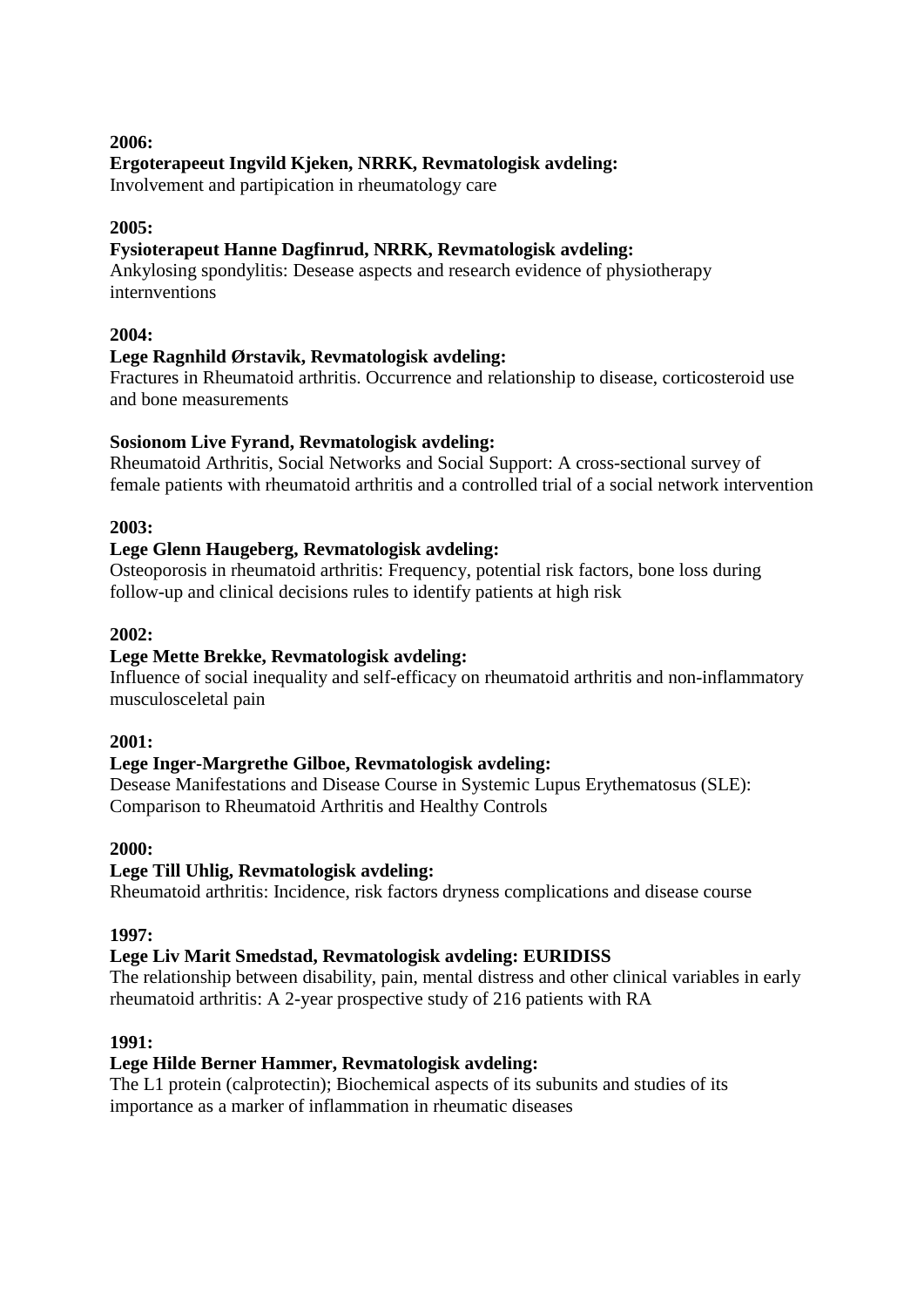**2006:**

**Ergoterapeeut Ingvild Kjeken, NRRK, Revmatologisk avdeling:**
Involvement and partipication in rheumatology care

**2005:**

**Fysioterapeut Hanne Dagfinrud, NRRK, Revmatologisk avdeling:**
Ankylosing spondylitis: Desease aspects and research evidence of physiotherapy internventions

**2004:**

**Lege Ragnhild Ørstavik, Revmatologisk avdeling:**
Fractures in Rheumatoid arthritis. Occurrence and relationship to disease, corticosteroid use and bone measurements

**Sosionom Live Fyrand, Revmatologisk avdeling:**
Rheumatoid Arthritis, Social Networks and Social Support: A cross-sectional survey of female patients with rheumatoid arthritis and a controlled trial of a social network intervention

**2003:**

**Lege Glenn Haugeberg, Revmatologisk avdeling:**
Osteoporosis in rheumatoid arthritis: Frequency, potential risk factors, bone loss during follow-up and clinical decisions rules to identify patients at high risk

**2002:**

**Lege Mette Brekke, Revmatologisk avdeling:**
Influence of social inequality and self-efficacy on rheumatoid arthritis and non-inflammatory musculosceletal pain

**2001:**

**Lege Inger-Margrethe Gilboe, Revmatologisk avdeling:**
Desease Manifestations and Disease Course in Systemic Lupus Erythematosus (SLE): Comparison to Rheumatoid Arthritis and Healthy Controls

**2000:**

**Lege Till Uhlig, Revmatologisk avdeling:**
Rheumatoid arthritis: Incidence, risk factors dryness complications and disease course

**1997:**

**Lege Liv Marit Smedstad, Revmatologisk avdeling: EURIDISS**
The relationship between disability, pain, mental distress and other clinical variables in early rheumatoid arthritis: A 2-year prospective study of 216 patients with RA

**1991:**

**Lege Hilde Berner Hammer, Revmatologisk avdeling:**
The L1 protein (calprotectin); Biochemical aspects of its subunits and studies of its importance as a marker of inflammation in rheumatic diseases